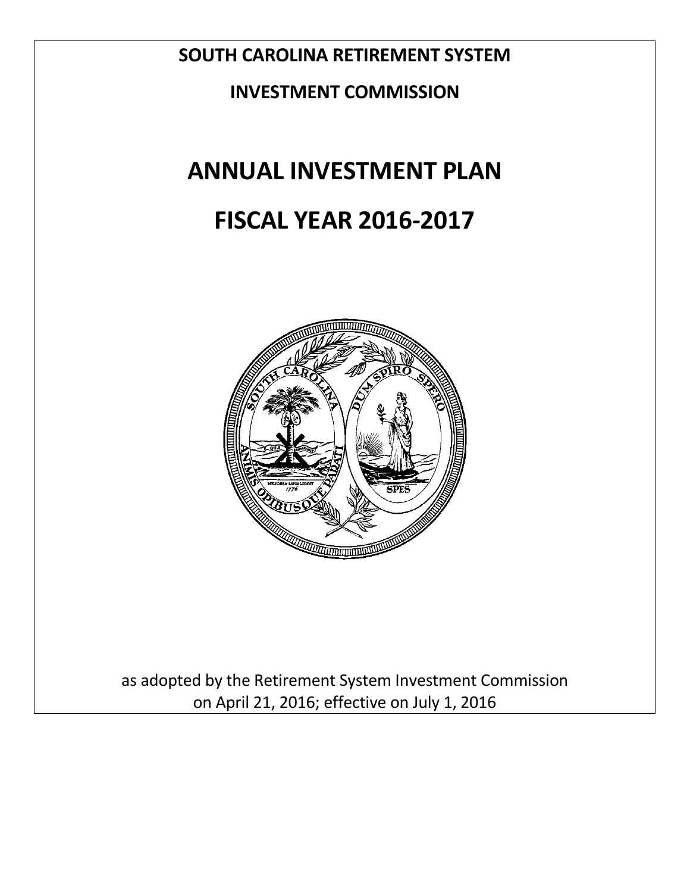**SOUTH CAROLINA RETIREMENT SYSTEM**

**INVESTMENT COMMISSION**

# ANNUAL INVESTMENT PLAN

# FISCAL YEAR 2016-2017

as adopted by the Retirement System Investment Commission on April 21, 2016; effective on July 1, 2016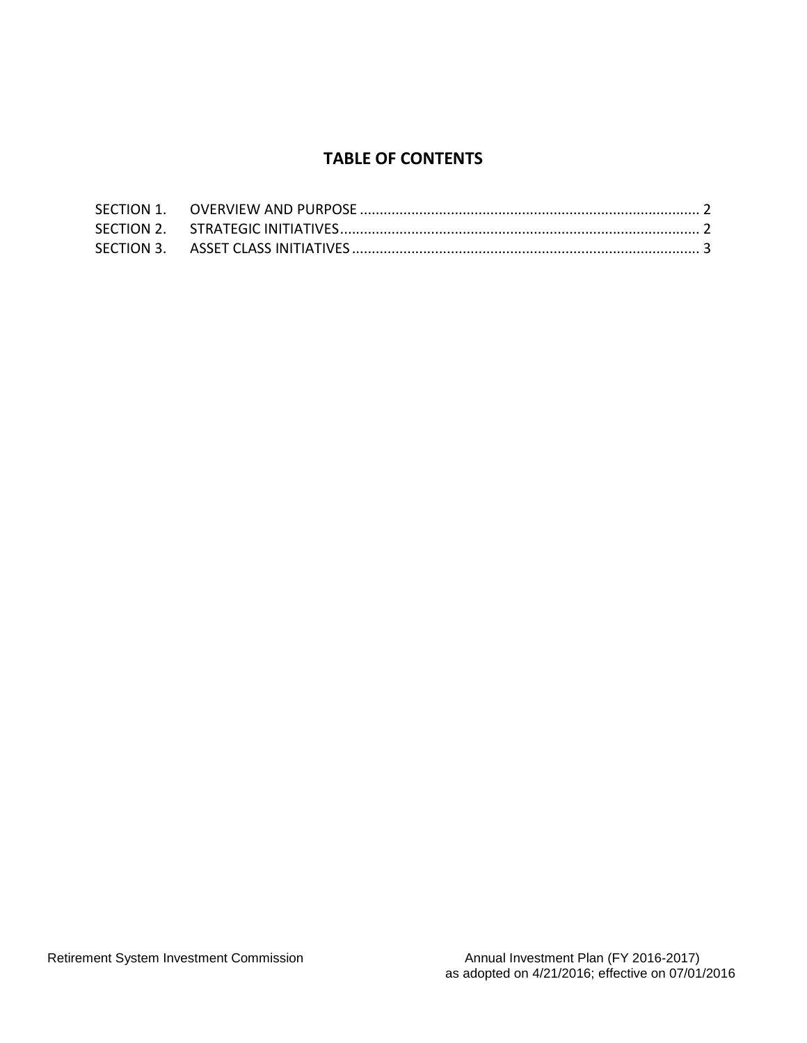# TABLE OF CONTENTS

SECTION 1. OVERVIEW AND PURPOSE ..................................................................................... 2
SECTION 2. STRATEGIC INITIATIVES.......................................................................................... 2
SECTION 3. ASSET CLASS INITIATIVES....................................................................................... 3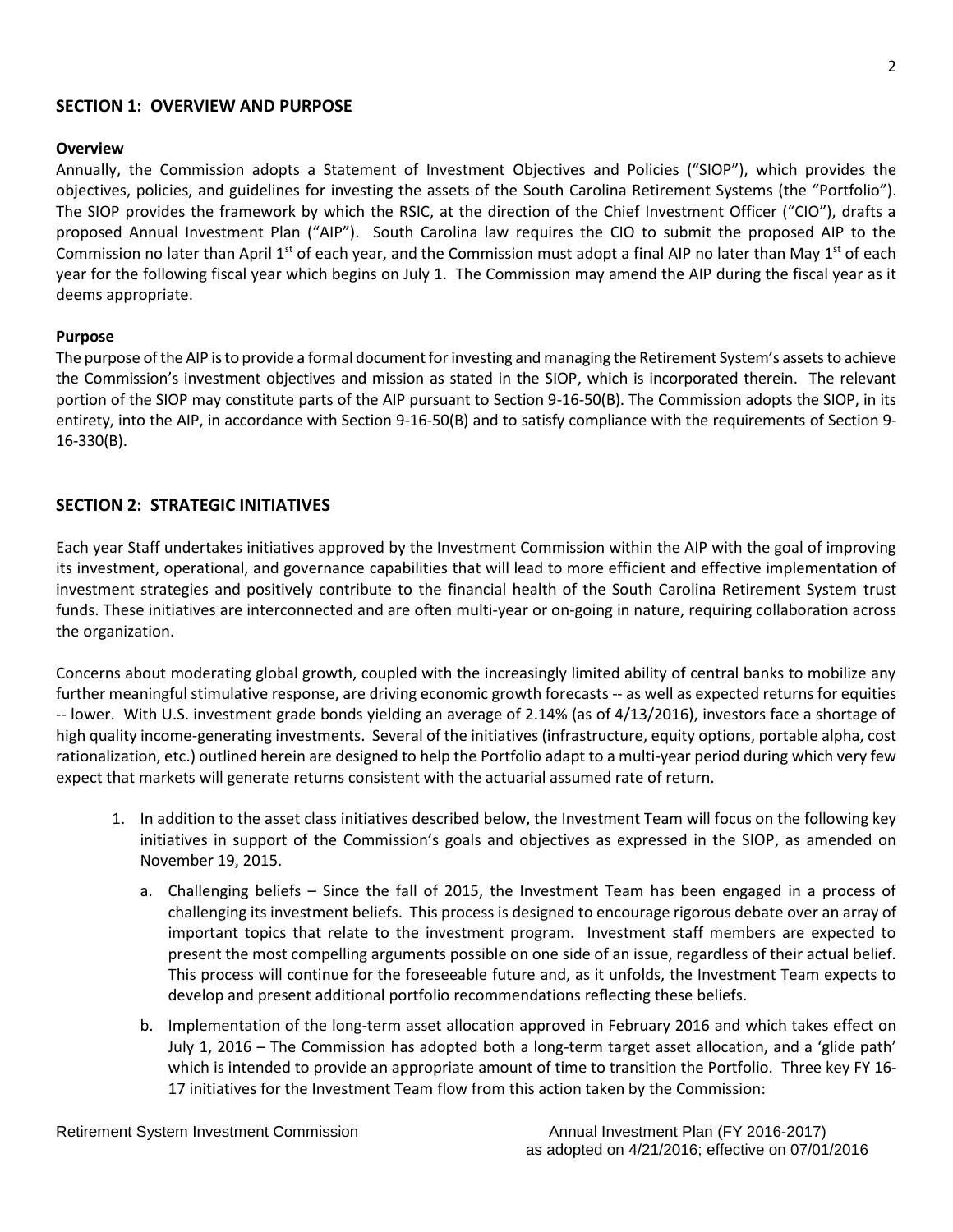## SECTION 1: OVERVIEW AND PURPOSE

**Overview**

Annually, the Commission adopts a Statement of Investment Objectives and Policies ("SIOP"), which provides the objectives, policies, and guidelines for investing the assets of the South Carolina Retirement Systems (the "Portfolio"). The SIOP provides the framework by which the RSIC, at the direction of the Chief Investment Officer ("CIO"), drafts a proposed Annual Investment Plan ("AIP"). South Carolina law requires the CIO to submit the proposed AIP to the Commission no later than April 1st of each year, and the Commission must adopt a final AIP no later than May 1st of each year for the following fiscal year which begins on July 1. The Commission may amend the AIP during the fiscal year as it deems appropriate.

**Purpose**

The purpose of the AIP is to provide a formal document for investing and managing the Retirement System's assets to achieve the Commission's investment objectives and mission as stated in the SIOP, which is incorporated therein. The relevant portion of the SIOP may constitute parts of the AIP pursuant to Section 9-16-50(B). The Commission adopts the SIOP, in its entirety, into the AIP, in accordance with Section 9-16-50(B) and to satisfy compliance with the requirements of Section 9-16-330(B).

## SECTION 2: STRATEGIC INITIATIVES

Each year Staff undertakes initiatives approved by the Investment Commission within the AIP with the goal of improving its investment, operational, and governance capabilities that will lead to more efficient and effective implementation of investment strategies and positively contribute to the financial health of the South Carolina Retirement System trust funds. These initiatives are interconnected and are often multi-year or on-going in nature, requiring collaboration across the organization.

Concerns about moderating global growth, coupled with the increasingly limited ability of central banks to mobilize any further meaningful stimulative response, are driving economic growth forecasts -- as well as expected returns for equities -- lower. With U.S. investment grade bonds yielding an average of 2.14% (as of 4/13/2016), investors face a shortage of high quality income-generating investments. Several of the initiatives (infrastructure, equity options, portable alpha, cost rationalization, etc.) outlined herein are designed to help the Portfolio adapt to a multi-year period during which very few expect that markets will generate returns consistent with the actuarial assumed rate of return.

1. In addition to the asset class initiatives described below, the Investment Team will focus on the following key initiatives in support of the Commission's goals and objectives as expressed in the SIOP, as amended on November 19, 2015.

   a. Challenging beliefs – Since the fall of 2015, the Investment Team has been engaged in a process of challenging its investment beliefs. This process is designed to encourage rigorous debate over an array of important topics that relate to the investment program. Investment staff members are expected to present the most compelling arguments possible on one side of an issue, regardless of their actual belief. This process will continue for the foreseeable future and, as it unfolds, the Investment Team expects to develop and present additional portfolio recommendations reflecting these beliefs.

   b. Implementation of the long-term asset allocation approved in February 2016 and which takes effect on July 1, 2016 – The Commission has adopted both a long-term target asset allocation, and a 'glide path' which is intended to provide an appropriate amount of time to transition the Portfolio. Three key FY 16-17 initiatives for the Investment Team flow from this action taken by the Commission: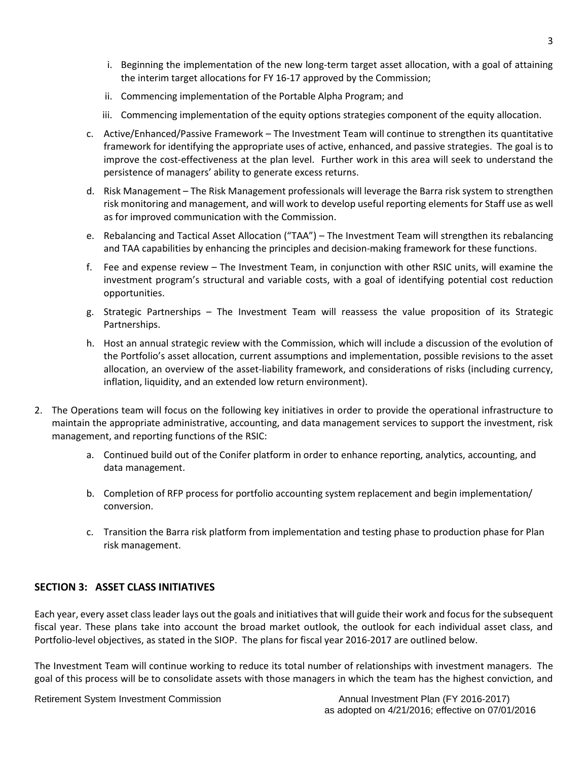i. Beginning the implementation of the new long-term target asset allocation, with a goal of attaining the interim target allocations for FY 16-17 approved by the Commission;

   ii. Commencing implementation of the Portable Alpha Program; and

   iii. Commencing implementation of the equity options strategies component of the equity allocation.

   c. Active/Enhanced/Passive Framework – The Investment Team will continue to strengthen its quantitative framework for identifying the appropriate uses of active, enhanced, and passive strategies. The goal is to improve the cost-effectiveness at the plan level. Further work in this area will seek to understand the persistence of managers' ability to generate excess returns.

   d. Risk Management – The Risk Management professionals will leverage the Barra risk system to strengthen risk monitoring and management, and will work to develop useful reporting elements for Staff use as well as for improved communication with the Commission.

   e. Rebalancing and Tactical Asset Allocation ("TAA") – The Investment Team will strengthen its rebalancing and TAA capabilities by enhancing the principles and decision-making framework for these functions.

   f. Fee and expense review – The Investment Team, in conjunction with other RSIC units, will examine the investment program's structural and variable costs, with a goal of identifying potential cost reduction opportunities.

   g. Strategic Partnerships – The Investment Team will reassess the value proposition of its Strategic Partnerships.

   h. Host an annual strategic review with the Commission, which will include a discussion of the evolution of the Portfolio's asset allocation, current assumptions and implementation, possible revisions to the asset allocation, an overview of the asset-liability framework, and considerations of risks (including currency, inflation, liquidity, and an extended low return environment).

2. The Operations team will focus on the following key initiatives in order to provide the operational infrastructure to maintain the appropriate administrative, accounting, and data management services to support the investment, risk management, and reporting functions of the RSIC:

   a. Continued build out of the Conifer platform in order to enhance reporting, analytics, accounting, and data management.

   b. Completion of RFP process for portfolio accounting system replacement and begin implementation/ conversion.

   c. Transition the Barra risk platform from implementation and testing phase to production phase for Plan risk management.

## SECTION 3: ASSET CLASS INITIATIVES

Each year, every asset class leader lays out the goals and initiatives that will guide their work and focus for the subsequent fiscal year. These plans take into account the broad market outlook, the outlook for each individual asset class, and Portfolio-level objectives, as stated in the SIOP. The plans for fiscal year 2016-2017 are outlined below.

The Investment Team will continue working to reduce its total number of relationships with investment managers. The goal of this process will be to consolidate assets with those managers in which the team has the highest conviction, and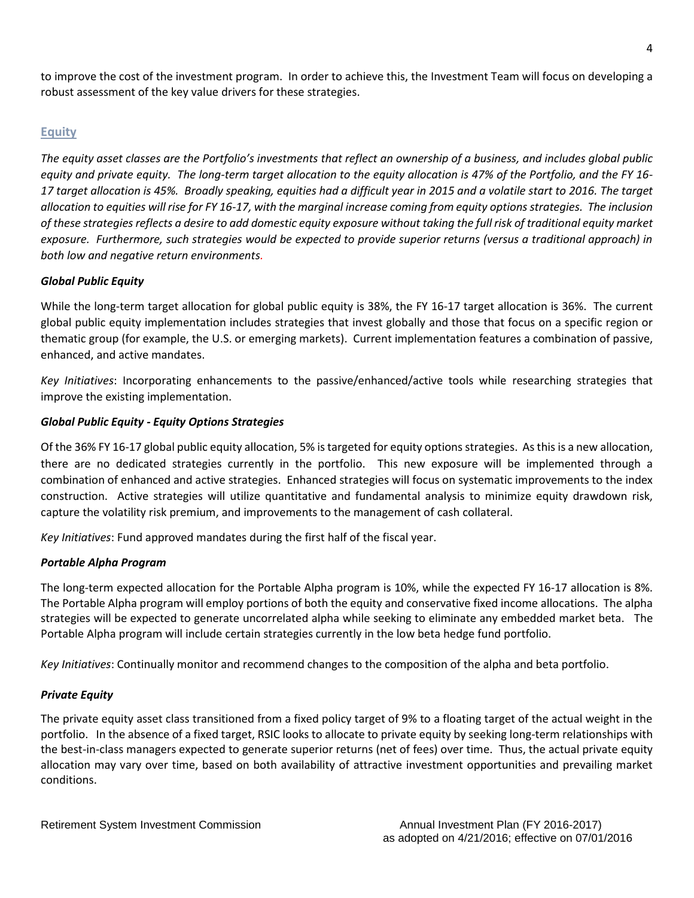to improve the cost of the investment program. In order to achieve this, the Investment Team will focus on developing a robust assessment of the key value drivers for these strategies.

## Equity

*The equity asset classes are the Portfolio's investments that reflect an ownership of a business, and includes global public equity and private equity. The long-term target allocation to the equity allocation is 47% of the Portfolio, and the FY 16-17 target allocation is 45%. Broadly speaking, equities had a difficult year in 2015 and a volatile start to 2016. The target allocation to equities will rise for FY 16-17, with the marginal increase coming from equity options strategies. The inclusion of these strategies reflects a desire to add domestic equity exposure without taking the full risk of traditional equity market exposure. Furthermore, such strategies would be expected to provide superior returns (versus a traditional approach) in both low and negative return environments.*

### *Global Public Equity*

While the long-term target allocation for global public equity is 38%, the FY 16-17 target allocation is 36%. The current global public equity implementation includes strategies that invest globally and those that focus on a specific region or thematic group (for example, the U.S. or emerging markets). Current implementation features a combination of passive, enhanced, and active mandates.

*Key Initiatives*: Incorporating enhancements to the passive/enhanced/active tools while researching strategies that improve the existing implementation.

### *Global Public Equity - Equity Options Strategies*

Of the 36% FY 16-17 global public equity allocation, 5% is targeted for equity options strategies. As this is a new allocation, there are no dedicated strategies currently in the portfolio. This new exposure will be implemented through a combination of enhanced and active strategies. Enhanced strategies will focus on systematic improvements to the index construction. Active strategies will utilize quantitative and fundamental analysis to minimize equity drawdown risk, capture the volatility risk premium, and improvements to the management of cash collateral.

*Key Initiatives*: Fund approved mandates during the first half of the fiscal year.

### *Portable Alpha Program*

The long-term expected allocation for the Portable Alpha program is 10%, while the expected FY 16-17 allocation is 8%. The Portable Alpha program will employ portions of both the equity and conservative fixed income allocations. The alpha strategies will be expected to generate uncorrelated alpha while seeking to eliminate any embedded market beta. The Portable Alpha program will include certain strategies currently in the low beta hedge fund portfolio.

*Key Initiatives*: Continually monitor and recommend changes to the composition of the alpha and beta portfolio.

### *Private Equity*

The private equity asset class transitioned from a fixed policy target of 9% to a floating target of the actual weight in the portfolio. In the absence of a fixed target, RSIC looks to allocate to private equity by seeking long-term relationships with the best-in-class managers expected to generate superior returns (net of fees) over time. Thus, the actual private equity allocation may vary over time, based on both availability of attractive investment opportunities and prevailing market conditions.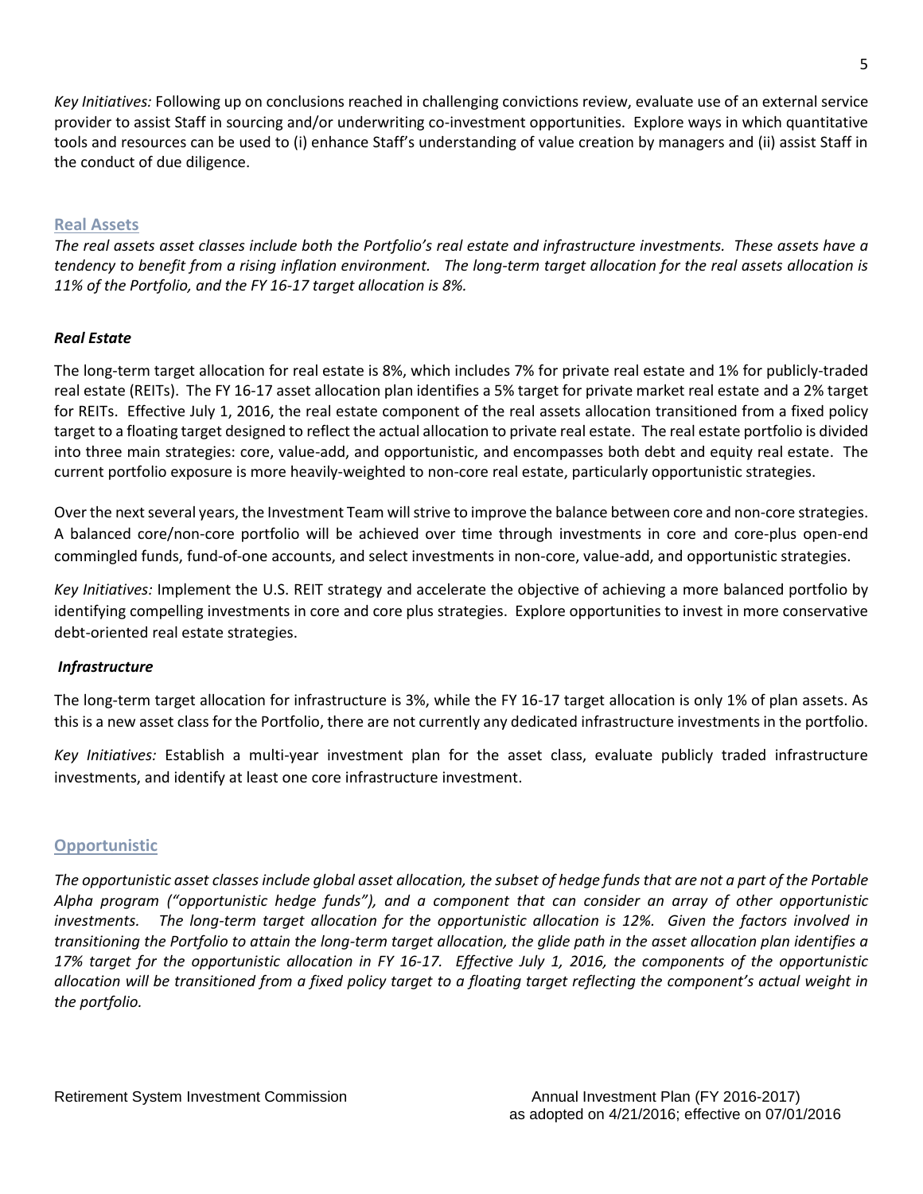*Key Initiatives:* Following up on conclusions reached in challenging convictions review, evaluate use of an external service provider to assist Staff in sourcing and/or underwriting co-investment opportunities. Explore ways in which quantitative tools and resources can be used to (i) enhance Staff's understanding of value creation by managers and (ii) assist Staff in the conduct of due diligence.

## Real Assets

*The real assets asset classes include both the Portfolio's real estate and infrastructure investments. These assets have a tendency to benefit from a rising inflation environment. The long-term target allocation for the real assets allocation is 11% of the Portfolio, and the FY 16-17 target allocation is 8%.*

### *Real Estate*

The long-term target allocation for real estate is 8%, which includes 7% for private real estate and 1% for publicly-traded real estate (REITs). The FY 16-17 asset allocation plan identifies a 5% target for private market real estate and a 2% target for REITs. Effective July 1, 2016, the real estate component of the real assets allocation transitioned from a fixed policy target to a floating target designed to reflect the actual allocation to private real estate. The real estate portfolio is divided into three main strategies: core, value-add, and opportunistic, and encompasses both debt and equity real estate. The current portfolio exposure is more heavily-weighted to non-core real estate, particularly opportunistic strategies.

Over the next several years, the Investment Team will strive to improve the balance between core and non-core strategies. A balanced core/non-core portfolio will be achieved over time through investments in core and core-plus open-end commingled funds, fund-of-one accounts, and select investments in non-core, value-add, and opportunistic strategies.

*Key Initiatives:* Implement the U.S. REIT strategy and accelerate the objective of achieving a more balanced portfolio by identifying compelling investments in core and core plus strategies. Explore opportunities to invest in more conservative debt-oriented real estate strategies.

### *Infrastructure*

The long-term target allocation for infrastructure is 3%, while the FY 16-17 target allocation is only 1% of plan assets. As this is a new asset class for the Portfolio, there are not currently any dedicated infrastructure investments in the portfolio.

*Key Initiatives:* Establish a multi-year investment plan for the asset class, evaluate publicly traded infrastructure investments, and identify at least one core infrastructure investment.

## Opportunistic

*The opportunistic asset classes include global asset allocation, the subset of hedge funds that are not a part of the Portable Alpha program ("opportunistic hedge funds"), and a component that can consider an array of other opportunistic investments. The long-term target allocation for the opportunistic allocation is 12%. Given the factors involved in transitioning the Portfolio to attain the long-term target allocation, the glide path in the asset allocation plan identifies a 17% target for the opportunistic allocation in FY 16-17. Effective July 1, 2016, the components of the opportunistic allocation will be transitioned from a fixed policy target to a floating target reflecting the component's actual weight in the portfolio.*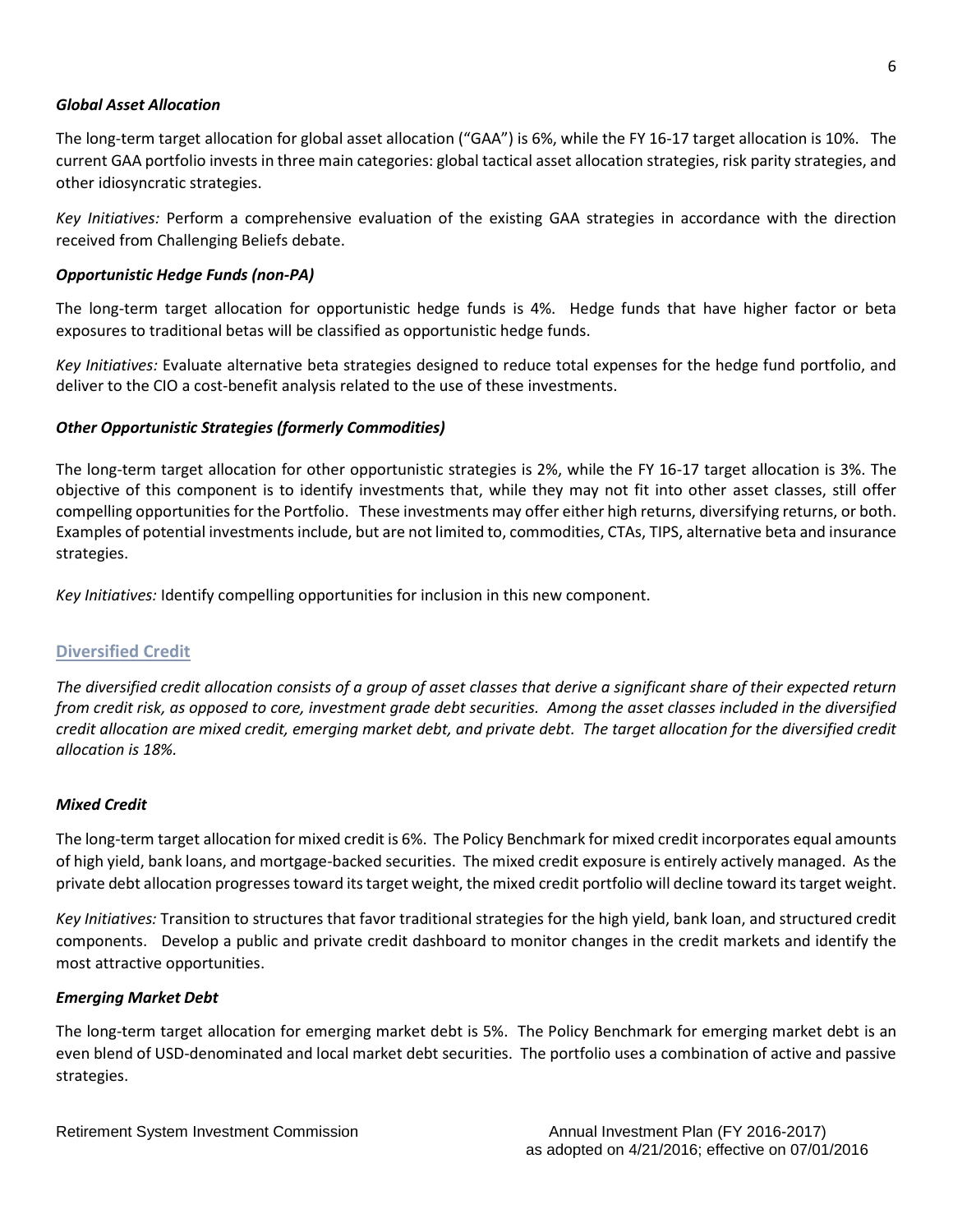### *Global Asset Allocation*

The long-term target allocation for global asset allocation ("GAA") is 6%, while the FY 16-17 target allocation is 10%. The current GAA portfolio invests in three main categories: global tactical asset allocation strategies, risk parity strategies, and other idiosyncratic strategies.

*Key Initiatives:* Perform a comprehensive evaluation of the existing GAA strategies in accordance with the direction received from Challenging Beliefs debate.

### *Opportunistic Hedge Funds (non-PA)*

The long-term target allocation for opportunistic hedge funds is 4%. Hedge funds that have higher factor or beta exposures to traditional betas will be classified as opportunistic hedge funds.

*Key Initiatives:* Evaluate alternative beta strategies designed to reduce total expenses for the hedge fund portfolio, and deliver to the CIO a cost-benefit analysis related to the use of these investments.

### *Other Opportunistic Strategies (formerly Commodities)*

The long-term target allocation for other opportunistic strategies is 2%, while the FY 16-17 target allocation is 3%. The objective of this component is to identify investments that, while they may not fit into other asset classes, still offer compelling opportunities for the Portfolio. These investments may offer either high returns, diversifying returns, or both. Examples of potential investments include, but are not limited to, commodities, CTAs, TIPS, alternative beta and insurance strategies.

*Key Initiatives:* Identify compelling opportunities for inclusion in this new component.

## Diversified Credit

*The diversified credit allocation consists of a group of asset classes that derive a significant share of their expected return from credit risk, as opposed to core, investment grade debt securities. Among the asset classes included in the diversified credit allocation are mixed credit, emerging market debt, and private debt. The target allocation for the diversified credit allocation is 18%.*

### *Mixed Credit*

The long-term target allocation for mixed credit is 6%. The Policy Benchmark for mixed credit incorporates equal amounts of high yield, bank loans, and mortgage-backed securities. The mixed credit exposure is entirely actively managed. As the private debt allocation progresses toward its target weight, the mixed credit portfolio will decline toward its target weight.

*Key Initiatives:* Transition to structures that favor traditional strategies for the high yield, bank loan, and structured credit components. Develop a public and private credit dashboard to monitor changes in the credit markets and identify the most attractive opportunities.

### *Emerging Market Debt*

The long-term target allocation for emerging market debt is 5%. The Policy Benchmark for emerging market debt is an even blend of USD-denominated and local market debt securities. The portfolio uses a combination of active and passive strategies.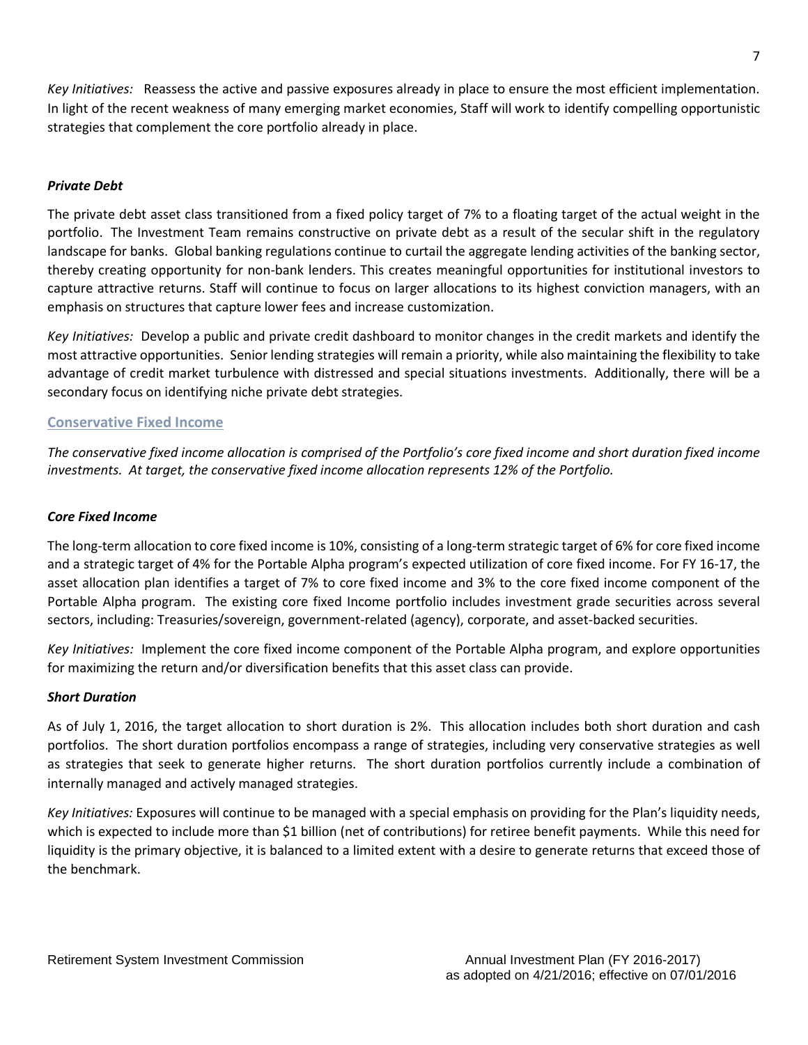*Key Initiatives:* Reassess the active and passive exposures already in place to ensure the most efficient implementation. In light of the recent weakness of many emerging market economies, Staff will work to identify compelling opportunistic strategies that complement the core portfolio already in place.

### *Private Debt*

The private debt asset class transitioned from a fixed policy target of 7% to a floating target of the actual weight in the portfolio. The Investment Team remains constructive on private debt as a result of the secular shift in the regulatory landscape for banks. Global banking regulations continue to curtail the aggregate lending activities of the banking sector, thereby creating opportunity for non-bank lenders. This creates meaningful opportunities for institutional investors to capture attractive returns. Staff will continue to focus on larger allocations to its highest conviction managers, with an emphasis on structures that capture lower fees and increase customization.

*Key Initiatives:* Develop a public and private credit dashboard to monitor changes in the credit markets and identify the most attractive opportunities. Senior lending strategies will remain a priority, while also maintaining the flexibility to take advantage of credit market turbulence with distressed and special situations investments. Additionally, there will be a secondary focus on identifying niche private debt strategies.

## Conservative Fixed Income

*The conservative fixed income allocation is comprised of the Portfolio's core fixed income and short duration fixed income investments. At target, the conservative fixed income allocation represents 12% of the Portfolio.*

### *Core Fixed Income*

The long-term allocation to core fixed income is 10%, consisting of a long-term strategic target of 6% for core fixed income and a strategic target of 4% for the Portable Alpha program's expected utilization of core fixed income. For FY 16-17, the asset allocation plan identifies a target of 7% to core fixed income and 3% to the core fixed income component of the Portable Alpha program. The existing core fixed Income portfolio includes investment grade securities across several sectors, including: Treasuries/sovereign, government-related (agency), corporate, and asset-backed securities.

*Key Initiatives:* Implement the core fixed income component of the Portable Alpha program, and explore opportunities for maximizing the return and/or diversification benefits that this asset class can provide.

### *Short Duration*

As of July 1, 2016, the target allocation to short duration is 2%. This allocation includes both short duration and cash portfolios. The short duration portfolios encompass a range of strategies, including very conservative strategies as well as strategies that seek to generate higher returns. The short duration portfolios currently include a combination of internally managed and actively managed strategies.

*Key Initiatives:* Exposures will continue to be managed with a special emphasis on providing for the Plan's liquidity needs, which is expected to include more than $1 billion (net of contributions) for retiree benefit payments. While this need for liquidity is the primary objective, it is balanced to a limited extent with a desire to generate returns that exceed those of the benchmark.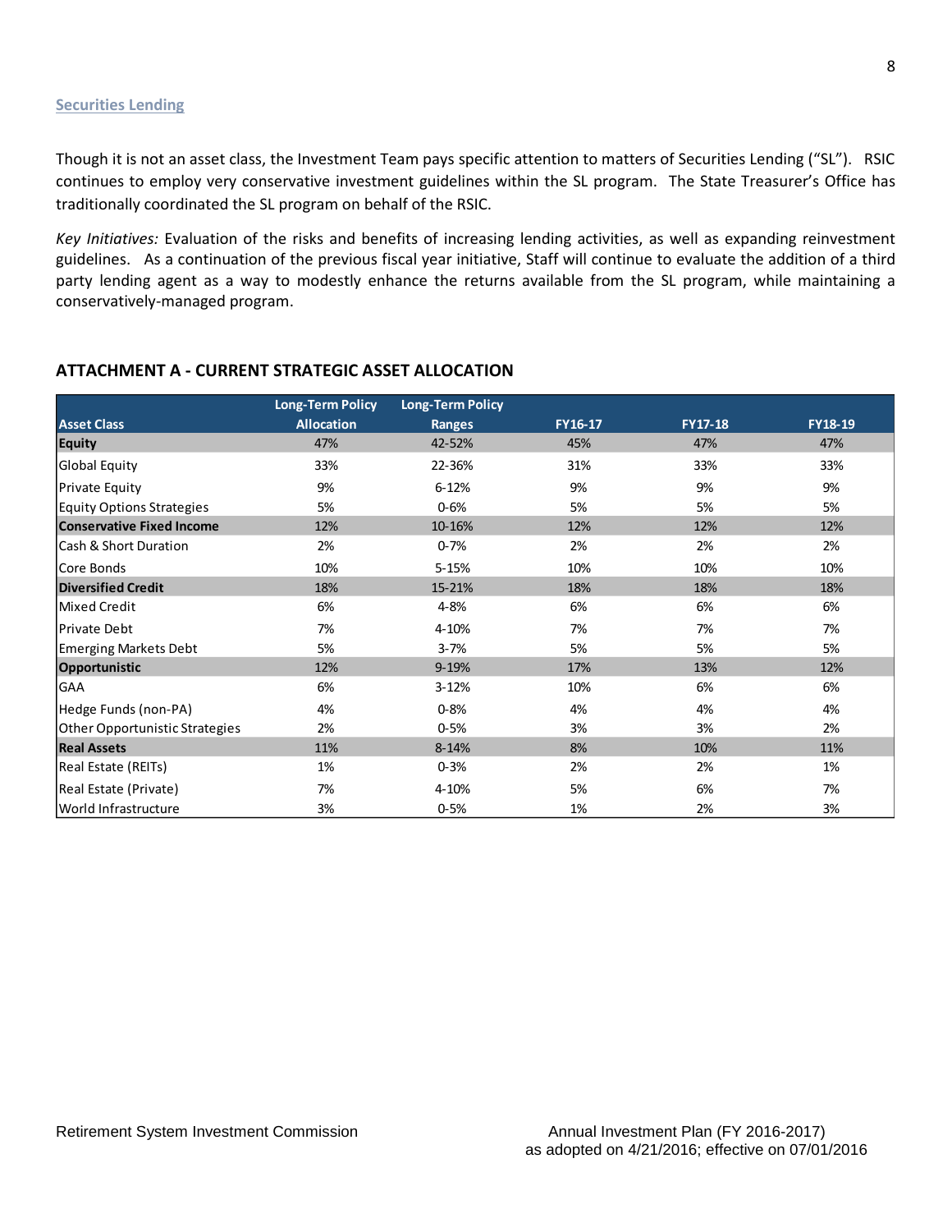### Securities Lending

Though it is not an asset class, the Investment Team pays specific attention to matters of Securities Lending ("SL"). RSIC continues to employ very conservative investment guidelines within the SL program. The State Treasurer's Office has traditionally coordinated the SL program on behalf of the RSIC.

*Key Initiatives:* Evaluation of the risks and benefits of increasing lending activities, as well as expanding reinvestment guidelines. As a continuation of the previous fiscal year initiative, Staff will continue to evaluate the addition of a third party lending agent as a way to modestly enhance the returns available from the SL program, while maintaining a conservatively-managed program.

## ATTACHMENT A - CURRENT STRATEGIC ASSET ALLOCATION

| Asset Class | Long-Term Policy Allocation | Long-Term Policy Ranges | FY16-17 | FY17-18 | FY18-19 |
|---|---|---|---|---|---|
| **Equity** | 47% | 42-52% | 45% | 47% | 47% |
| Global Equity | 33% | 22-36% | 31% | 33% | 33% |
| Private Equity | 9% | 6-12% | 9% | 9% | 9% |
| Equity Options Strategies | 5% | 0-6% | 5% | 5% | 5% |
| **Conservative Fixed Income** | 12% | 10-16% | 12% | 12% | 12% |
| Cash & Short Duration | 2% | 0-7% | 2% | 2% | 2% |
| Core Bonds | 10% | 5-15% | 10% | 10% | 10% |
| **Diversified Credit** | 18% | 15-21% | 18% | 18% | 18% |
| Mixed Credit | 6% | 4-8% | 6% | 6% | 6% |
| Private Debt | 7% | 4-10% | 7% | 7% | 7% |
| Emerging Markets Debt | 5% | 3-7% | 5% | 5% | 5% |
| **Opportunistic** | 12% | 9-19% | 17% | 13% | 12% |
| GAA | 6% | 3-12% | 10% | 6% | 6% |
| Hedge Funds (non-PA) | 4% | 0-8% | 4% | 4% | 4% |
| Other Opportunistic Strategies | 2% | 0-5% | 3% | 3% | 2% |
| **Real Assets** | 11% | 8-14% | 8% | 10% | 11% |
| Real Estate (REITs) | 1% | 0-3% | 2% | 2% | 1% |
| Real Estate (Private) | 7% | 4-10% | 5% | 6% | 7% |
| World Infrastructure | 3% | 0-5% | 1% | 2% | 3% |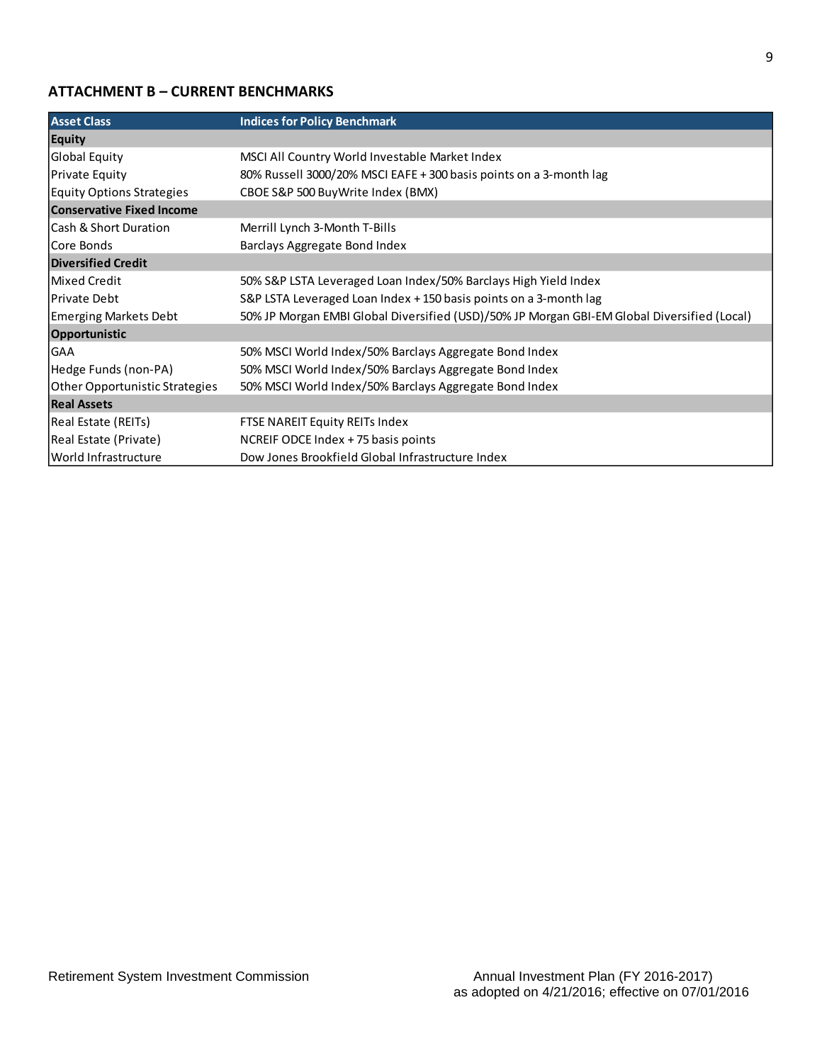## ATTACHMENT B – CURRENT BENCHMARKS

| Asset Class | Indices for Policy Benchmark |
|---|---|
| **Equity** | |
| Global Equity | MSCI All Country World Investable Market Index |
| Private Equity | 80% Russell 3000/20% MSCI EAFE + 300 basis points on a 3-month lag |
| Equity Options Strategies | CBOE S&P 500 BuyWrite Index (BMX) |
| **Conservative Fixed Income** | |
| Cash & Short Duration | Merrill Lynch 3-Month T-Bills |
| Core Bonds | Barclays Aggregate Bond Index |
| **Diversified Credit** | |
| Mixed Credit | 50% S&P LSTA Leveraged Loan Index/50% Barclays High Yield Index |
| Private Debt | S&P LSTA Leveraged Loan Index + 150 basis points on a 3-month lag |
| Emerging Markets Debt | 50% JP Morgan EMBI Global Diversified (USD)/50% JP Morgan GBI-EM Global Diversified (Local) |
| **Opportunistic** | |
| GAA | 50% MSCI World Index/50% Barclays Aggregate Bond Index |
| Hedge Funds (non-PA) | 50% MSCI World Index/50% Barclays Aggregate Bond Index |
| Other Opportunistic Strategies | 50% MSCI World Index/50% Barclays Aggregate Bond Index |
| **Real Assets** | |
| Real Estate (REITs) | FTSE NAREIT Equity REITs Index |
| Real Estate (Private) | NCREIF ODCE Index + 75 basis points |
| World Infrastructure | Dow Jones Brookfield Global Infrastructure Index |